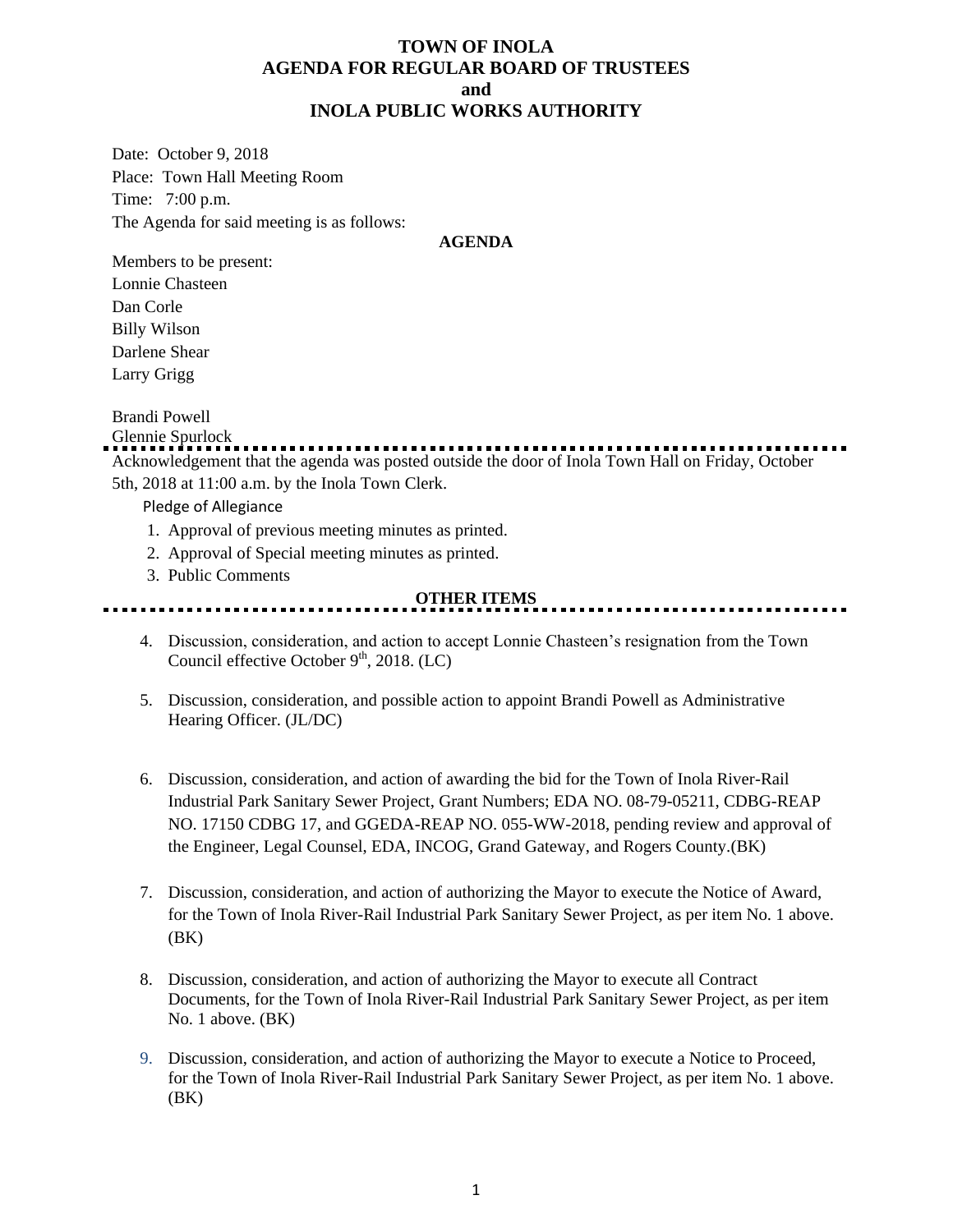# TOWN OF INOLA
## AGENDA FOR REGULAR BOARD OF TRUSTEES
## and
## INOLA PUBLIC WORKS AUTHORITY

Date: October 9, 2018
Place: Town Hall Meeting Room
Time: 7:00 p.m.
The Agenda for said meeting is as follows:

**AGENDA**

Members to be present:
Lonnie Chasteen
Dan Corle
Billy Wilson
Darlene Shear
Larry Grigg

Brandi Powell
Glennie Spurlock

---

Acknowledgement that the agenda was posted outside the door of Inola Town Hall on Friday, October 5th, 2018 at 11:00 a.m. by the Inola Town Clerk.

Pledge of Allegiance

1. Approval of previous meeting minutes as printed.
2. Approval of Special meeting minutes as printed.
3. Public Comments

**OTHER ITEMS**

---

4. Discussion, consideration, and action to accept Lonnie Chasteen's resignation from the Town Council effective October 9th, 2018. (LC)

5. Discussion, consideration, and possible action to appoint Brandi Powell as Administrative Hearing Officer. (JL/DC)

6. Discussion, consideration, and action of awarding the bid for the Town of Inola River-Rail Industrial Park Sanitary Sewer Project, Grant Numbers; EDA NO. 08-79-05211, CDBG-REAP NO. 17150 CDBG 17, and GGEDA-REAP NO. 055-WW-2018, pending review and approval of the Engineer, Legal Counsel, EDA, INCOG, Grand Gateway, and Rogers County.(BK)

7. Discussion, consideration, and action of authorizing the Mayor to execute the Notice of Award, for the Town of Inola River-Rail Industrial Park Sanitary Sewer Project, as per item No. 1 above. (BK)

8. Discussion, consideration, and action of authorizing the Mayor to execute all Contract Documents, for the Town of Inola River-Rail Industrial Park Sanitary Sewer Project, as per item No. 1 above. (BK)

9. Discussion, consideration, and action of authorizing the Mayor to execute a Notice to Proceed, for the Town of Inola River-Rail Industrial Park Sanitary Sewer Project, as per item No. 1 above. (BK)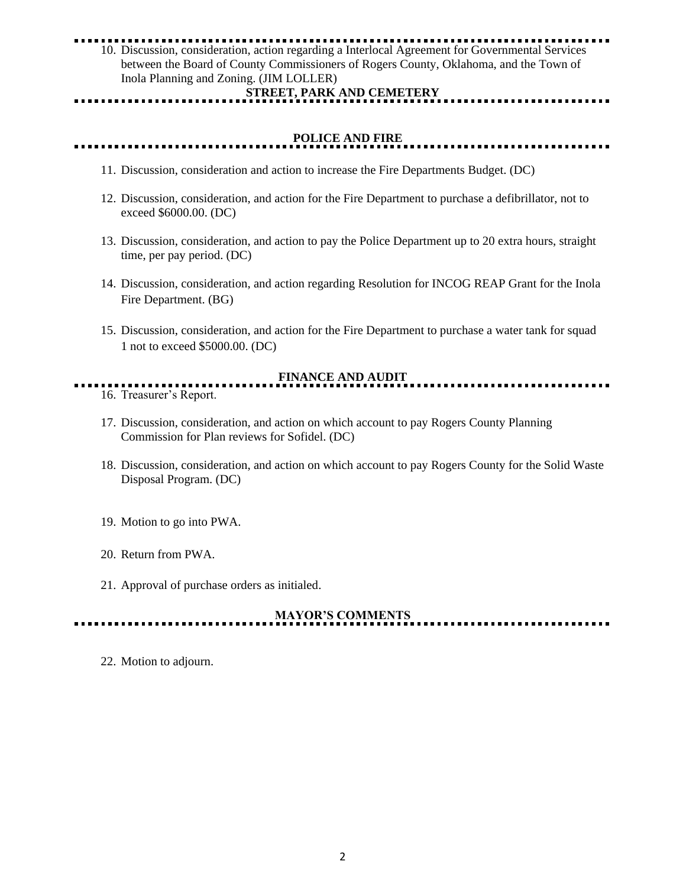10. Discussion, consideration, action regarding a Interlocal Agreement for Governmental Services between the Board of County Commissioners of Rogers County, Oklahoma, and the Town of Inola Planning and Zoning. (JIM LOLLER)

## STREET, PARK AND CEMETERY

## POLICE AND FIRE

11. Discussion, consideration and action to increase the Fire Departments Budget. (DC)

12. Discussion, consideration, and action for the Fire Department to purchase a defibrillator, not to exceed $6000.00. (DC)

13. Discussion, consideration, and action to pay the Police Department up to 20 extra hours, straight time, per pay period. (DC)

14. Discussion, consideration, and action regarding Resolution for INCOG REAP Grant for the Inola Fire Department. (BG)

15. Discussion, consideration, and action for the Fire Department to purchase a water tank for squad 1 not to exceed $5000.00. (DC)

## FINANCE AND AUDIT

16. Treasurer's Report.

17. Discussion, consideration, and action on which account to pay Rogers County Planning Commission for Plan reviews for Sofidel. (DC)

18. Discussion, consideration, and action on which account to pay Rogers County for the Solid Waste Disposal Program. (DC)

19. Motion to go into PWA.

20. Return from PWA.

21. Approval of purchase orders as initialed.

## MAYOR'S COMMENTS

22. Motion to adjourn.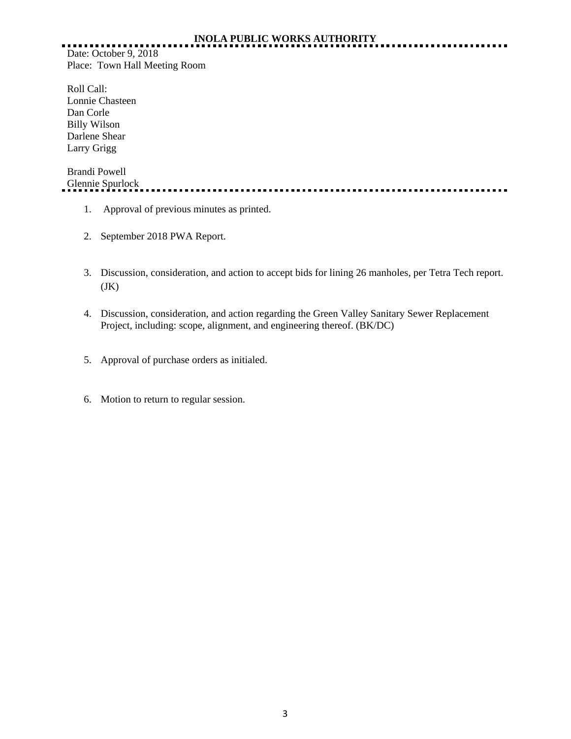**INOLA PUBLIC WORKS AUTHORITY**

Date: October 9, 2018
Place: Town Hall Meeting Room

Roll Call:
Lonnie Chasteen
Dan Corle
Billy Wilson
Darlene Shear
Larry Grigg

Brandi Powell
Glennie Spurlock

1. Approval of previous minutes as printed.

2. September 2018 PWA Report.

3. Discussion, consideration, and action to accept bids for lining 26 manholes, per Tetra Tech report. (JK)

4. Discussion, consideration, and action regarding the Green Valley Sanitary Sewer Replacement Project, including: scope, alignment, and engineering thereof. (BK/DC)

5. Approval of purchase orders as initialed.

6. Motion to return to regular session.